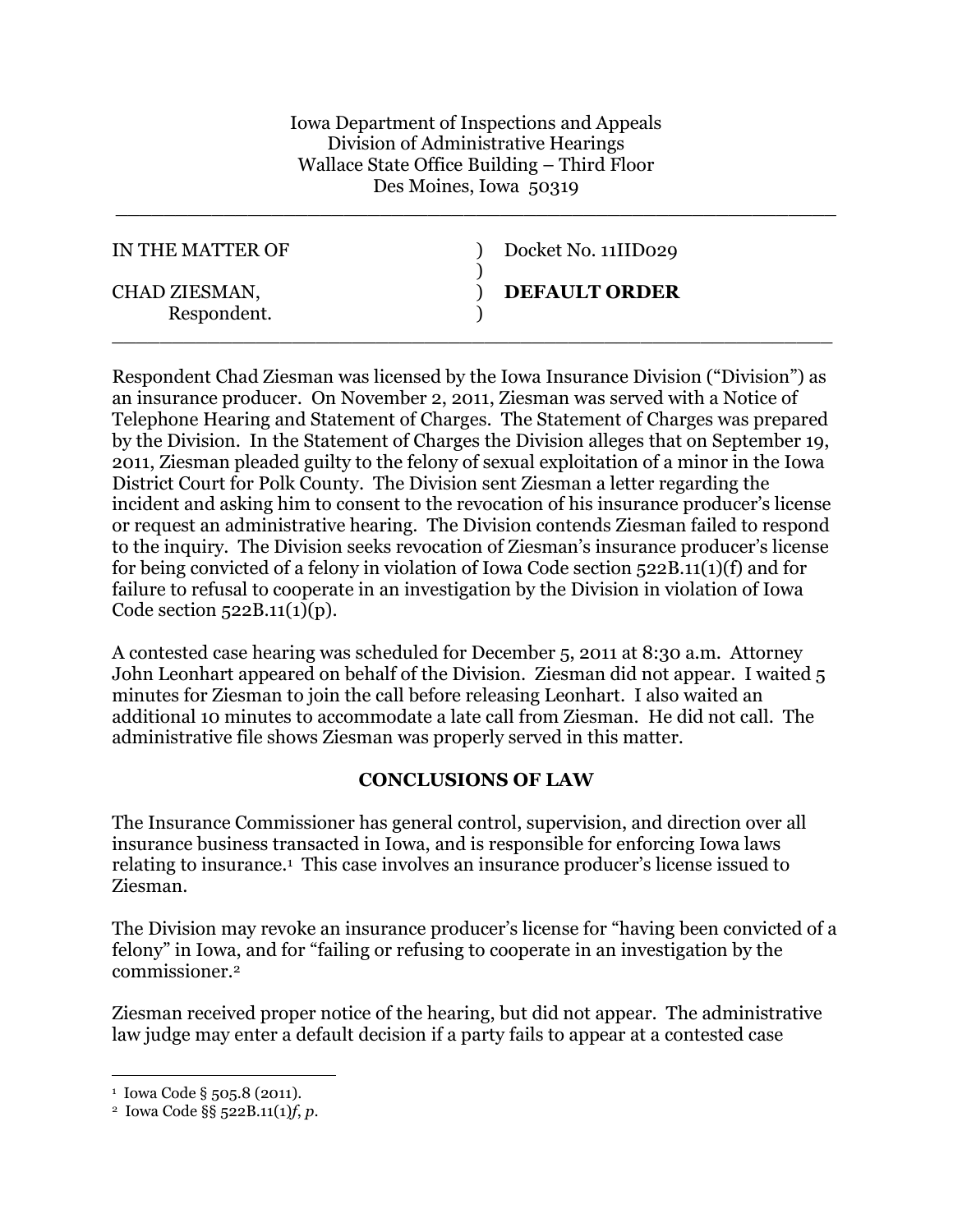Iowa Department of Inspections and Appeals
Division of Administrative Hearings
Wallace State Office Building – Third Floor
Des Moines, Iowa 50319

---

| | | |
|---|---|---|
| IN THE MATTER OF | ) | Docket No. 11IID029 |
| | ) | |
| CHAD ZIESMAN, | ) | **DEFAULT ORDER** |
| Respondent. | ) | |

---

Respondent Chad Ziesman was licensed by the Iowa Insurance Division ("Division") as an insurance producer. On November 2, 2011, Ziesman was served with a Notice of Telephone Hearing and Statement of Charges. The Statement of Charges was prepared by the Division. In the Statement of Charges the Division alleges that on September 19, 2011, Ziesman pleaded guilty to the felony of sexual exploitation of a minor in the Iowa District Court for Polk County. The Division sent Ziesman a letter regarding the incident and asking him to consent to the revocation of his insurance producer's license or request an administrative hearing. The Division contends Ziesman failed to respond to the inquiry. The Division seeks revocation of Ziesman's insurance producer's license for being convicted of a felony in violation of Iowa Code section 522B.11(1)(f) and for failure to refusal to cooperate in an investigation by the Division in violation of Iowa Code section 522B.11(1)(p).

A contested case hearing was scheduled for December 5, 2011 at 8:30 a.m. Attorney John Leonhart appeared on behalf of the Division. Ziesman did not appear. I waited 5 minutes for Ziesman to join the call before releasing Leonhart. I also waited an additional 10 minutes to accommodate a late call from Ziesman. He did not call. The administrative file shows Ziesman was properly served in this matter.

## CONCLUSIONS OF LAW

The Insurance Commissioner has general control, supervision, and direction over all insurance business transacted in Iowa, and is responsible for enforcing Iowa laws relating to insurance.[1] This case involves an insurance producer's license issued to Ziesman.

The Division may revoke an insurance producer's license for "having been convicted of a felony" in Iowa, and for "failing or refusing to cooperate in an investigation by the commissioner.[2]

Ziesman received proper notice of the hearing, but did not appear. The administrative law judge may enter a default decision if a party fails to appear at a contested case

---

[1] Iowa Code § 505.8 (2011).

[2] Iowa Code §§ 522B.11(1)*f*, *p*.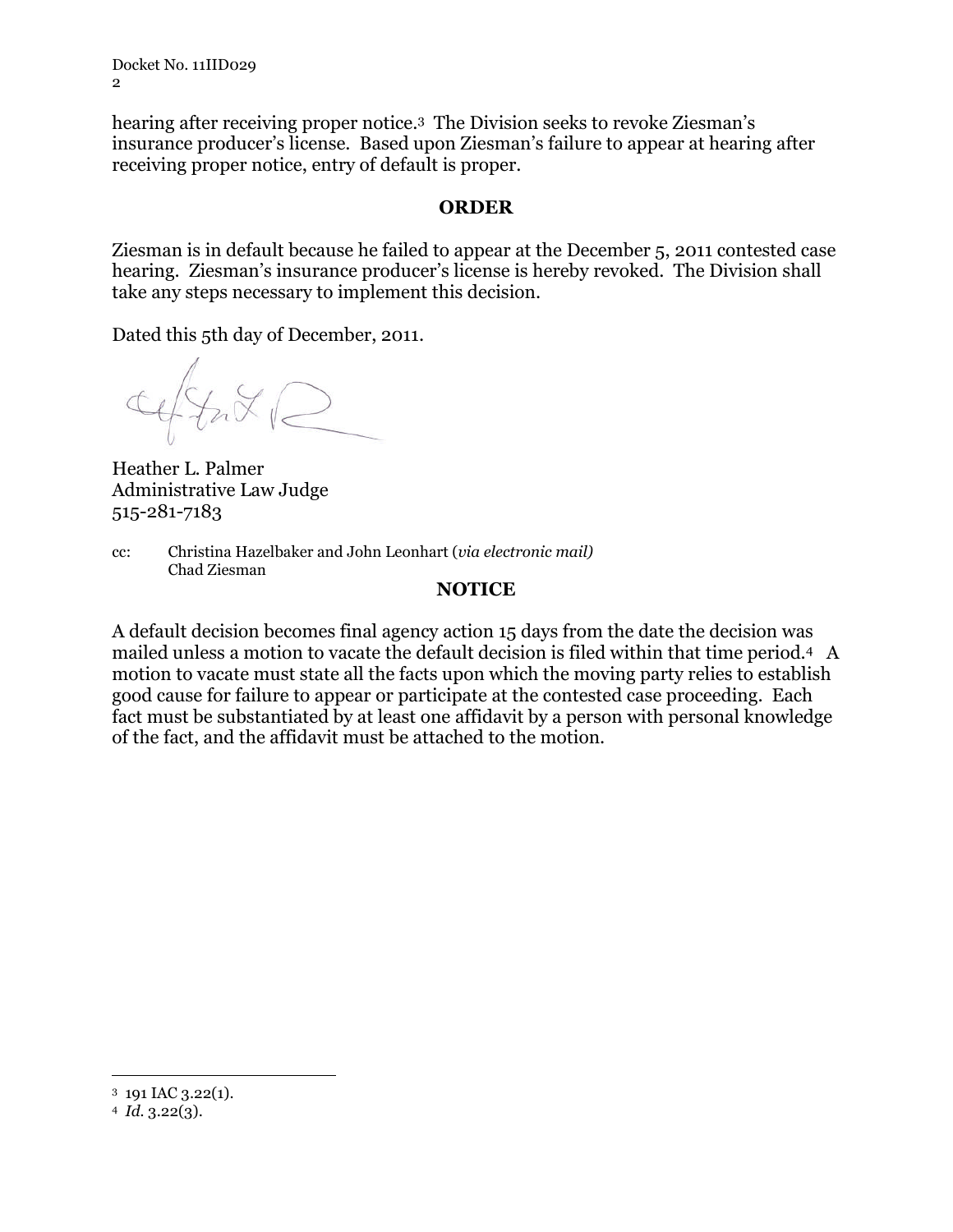hearing after receiving proper notice.[3] The Division seeks to revoke Ziesman's insurance producer's license. Based upon Ziesman's failure to appear at hearing after receiving proper notice, entry of default is proper.

## ORDER

Ziesman is in default because he failed to appear at the December 5, 2011 contested case hearing. Ziesman's insurance producer's license is hereby revoked. The Division shall take any steps necessary to implement this decision.

Dated this 5th day of December, 2011.

Heather L. Palmer
Administrative Law Judge
515-281-7183

cc: Christina Hazelbaker and John Leonhart (*via electronic mail)*
Chad Ziesman

## NOTICE

A default decision becomes final agency action 15 days from the date the decision was mailed unless a motion to vacate the default decision is filed within that time period.[4] A motion to vacate must state all the facts upon which the moving party relies to establish good cause for failure to appear or participate at the contested case proceeding. Each fact must be substantiated by at least one affidavit by a person with personal knowledge of the fact, and the affidavit must be attached to the motion.

---

[3] 191 IAC 3.22(1).

[4] *Id.* 3.22(3).